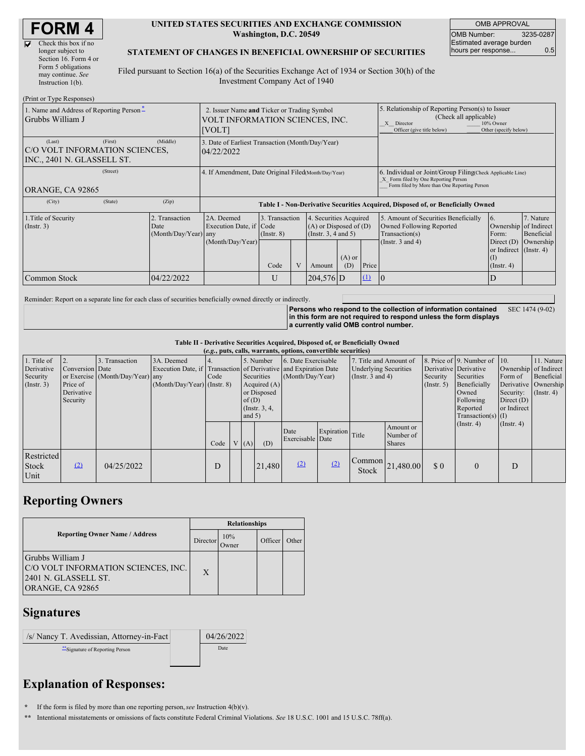# FORM 4

☑ Check this box if no longer subject to Section 16. Form 4 or Form 5 obligations may continue. *See* Instruction 1(b).

**UNITED STATES SECURITIES AND EXCHANGE COMMISSION**
**Washington, D.C. 20549**

**STATEMENT OF CHANGES IN BENEFICIAL OWNERSHIP OF SECURITIES**

Filed pursuant to Section 16(a) of the Securities Exchange Act of 1934 or Section 30(h) of the Investment Company Act of 1940

| OMB APPROVAL | |
|---|---|
| OMB Number: | 3235-0287 |
| Estimated average burden hours per response... | 0.5 |

(Print or Type Responses)

| 1. Name and Address of Reporting Person * | 2. Issuer Name and Ticker or Trading Symbol | 5. Relationship of Reporting Person(s) to Issuer (Check all applicable) |
|---|---|---|
| Grubbs William J | VOLT INFORMATION SCIENCES, INC. [VOLT] | _X_ Director ___ 10% Owner ___ Officer (give title below) ___ Other (specify below) |
| (Last) (First) (Middle) C/O VOLT INFORMATION SCIENCES, INC., 2401 N. GLASSELL ST. | 3. Date of Earliest Transaction (Month/Day/Year) 04/22/2022 | |
| (Street) ORANGE, CA 92865 | 4. If Amendment, Date Original Filed (Month/Day/Year) | 6. Individual or Joint/Group Filing (Check Applicable Line) _X_ Form filed by One Reporting Person ___ Form filed by More than One Reporting Person |
| (City) (State) (Zip) | | |

**Table I - Non-Derivative Securities Acquired, Disposed of, or Beneficially Owned**

| 1.Title of Security (Instr. 3) | 2. Transaction Date (Month/Day/Year) | 2A. Deemed Execution Date, if any (Month/Day/Year) | 3. Transaction Code (Instr. 8) | | 4. Securities Acquired (A) or Disposed of (D) (Instr. 3, 4 and 5) | | | 5. Amount of Securities Beneficially Owned Following Reported Transaction(s) (Instr. 3 and 4) | 6. Ownership Form: Direct (D) or Indirect (I) (Instr. 4) | 7. Nature of Indirect Beneficial Ownership (Instr. 4) |
|---|---|---|---|---|---|---|---|---|---|---|
| | | | Code | V | Amount | (A) or (D) | Price | | | |
| Common Stock | 04/22/2022 | | U | | 204,576 | D | (1) | 0 | D | |

Reminder: Report on a separate line for each class of securities beneficially owned directly or indirectly.

**Persons who respond to the collection of information contained in this form are not required to respond unless the form displays a currently valid OMB control number.** SEC 1474 (9-02)

**Table II - Derivative Securities Acquired, Disposed of, or Beneficially Owned**
**(*e.g.*, puts, calls, warrants, options, convertible securities)**

| 1. Title of Derivative Security (Instr. 3) | 2. Conversion or Exercise Price of Derivative Security | 3. Transaction Date (Month/Day/Year) | 3A. Deemed Execution Date, if any (Month/Day/Year) | 4. Transaction Code (Instr. 8) | | 5. Number of Derivative Securities Acquired (A) or Disposed of (D) (Instr. 3, 4, and 5) | | 6. Date Exercisable and Expiration Date (Month/Day/Year) | | 7. Title and Amount of Underlying Securities (Instr. 3 and 4) | | 8. Price of Derivative Security (Instr. 5) | 9. Number of Derivative Securities Beneficially Owned Following Reported Transaction(s) (Instr. 4) | 10. Ownership Form of Derivative Security: Direct (D) or Indirect (I) (Instr. 4) | 11. Nature of Indirect Beneficial Ownership (Instr. 4) |
|---|---|---|---|---|---|---|---|---|---|---|---|---|---|---|---|
| | | | | Code | V | (A) | (D) | Date Exercisable | Expiration Date | Title | Amount or Number of Shares | | | | |
| Restricted Stock Unit | (2) | 04/25/2022 | | D | | | 21,480 | (2) | (2) | Common Stock | 21,480.00 | $ 0 | 0 | D | |

## Reporting Owners

| Reporting Owner Name / Address | Relationships | | | |
|---|---|---|---|---|
| | Director | 10% Owner | Officer | Other |
| Grubbs William J C/O VOLT INFORMATION SCIENCES, INC. 2401 N. GLASSELL ST. ORANGE, CA 92865 | X | | | |

## Signatures

| /s/ Nancy T. Avedissian, Attorney-in-Fact | 04/26/2022 |
|---|---|
| **Signature of Reporting Person | Date |

## Explanation of Responses:

\* If the form is filed by more than one reporting person, *see* Instruction 4(b)(v).

\*\* Intentional misstatements or omissions of facts constitute Federal Criminal Violations. *See* 18 U.S.C. 1001 and 15 U.S.C. 78ff(a).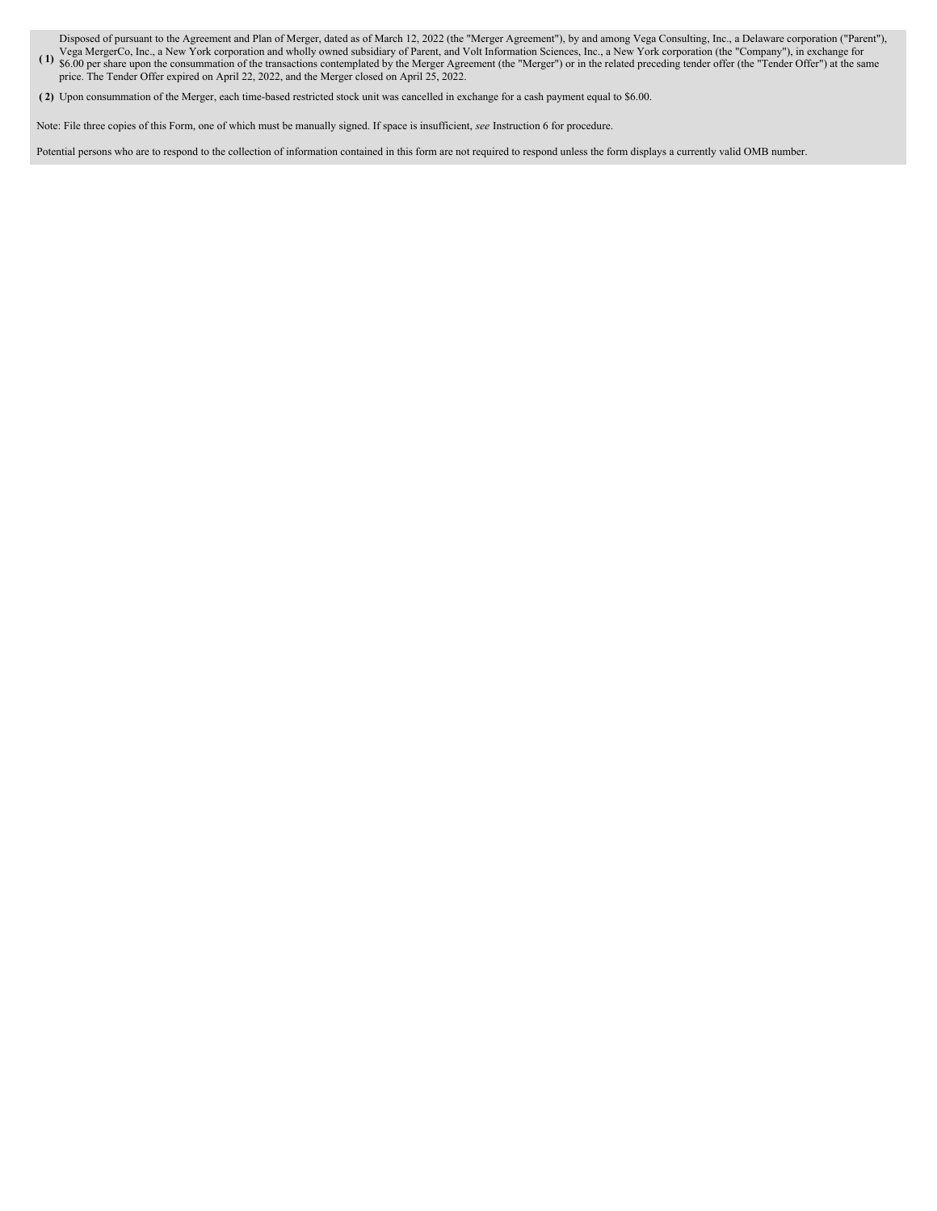( 1) Disposed of pursuant to the Agreement and Plan of Merger, dated as of March 12, 2022 (the "Merger Agreement"), by and among Vega Consulting, Inc., a Delaware corporation ("Parent"), Vega MergerCo, Inc., a New York corporation and wholly owned subsidiary of Parent, and Volt Information Sciences, Inc., a New York corporation (the "Company"), in exchange for $6.00 per share upon the consummation of the transactions contemplated by the Merger Agreement (the "Merger") or in the related preceding tender offer (the "Tender Offer") at the same price. The Tender Offer expired on April 22, 2022, and the Merger closed on April 25, 2022.

( 2) Upon consummation of the Merger, each time-based restricted stock unit was cancelled in exchange for a cash payment equal to $6.00.

Note: File three copies of this Form, one of which must be manually signed. If space is insufficient, *see* Instruction 6 for procedure.

Potential persons who are to respond to the collection of information contained in this form are not required to respond unless the form displays a currently valid OMB number.